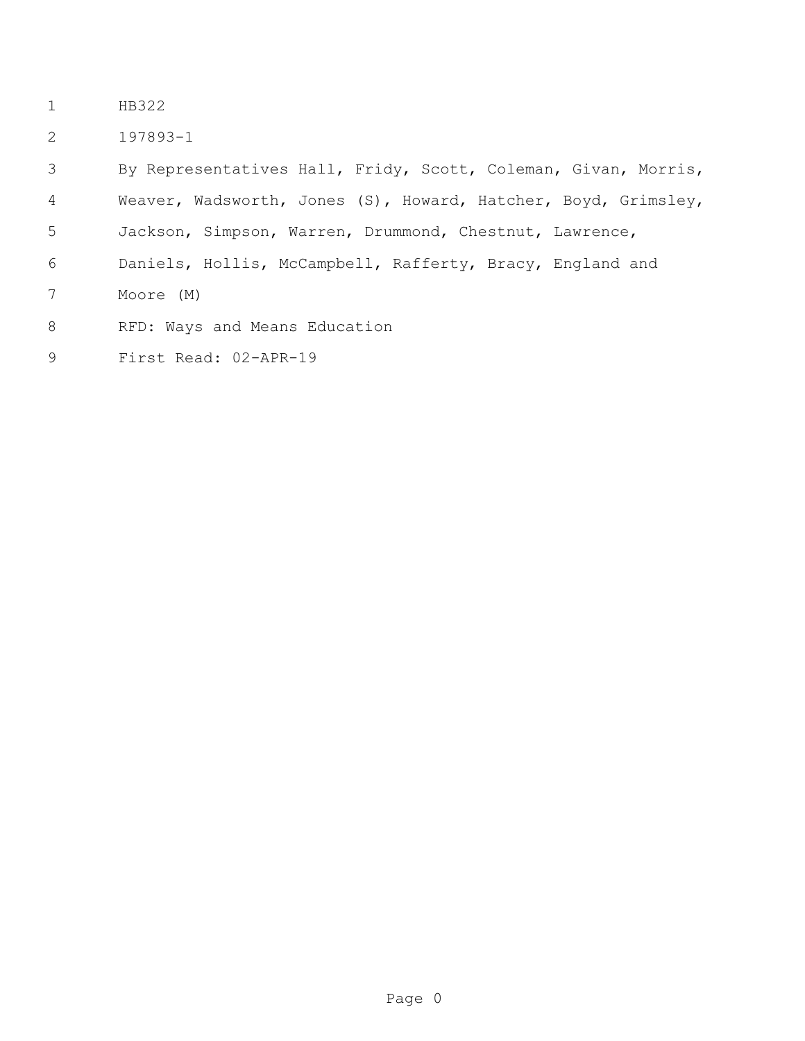HB322

197893-1

By Representatives Hall, Fridy, Scott, Coleman, Givan, Morris, Weaver, Wadsworth, Jones (S), Howard, Hatcher, Boyd, Grimsley, Jackson, Simpson, Warren, Drummond, Chestnut, Lawrence, Daniels, Hollis, McCampbell, Rafferty, Bracy, England and Moore (M)

RFD: Ways and Means Education

First Read: 02-APR-19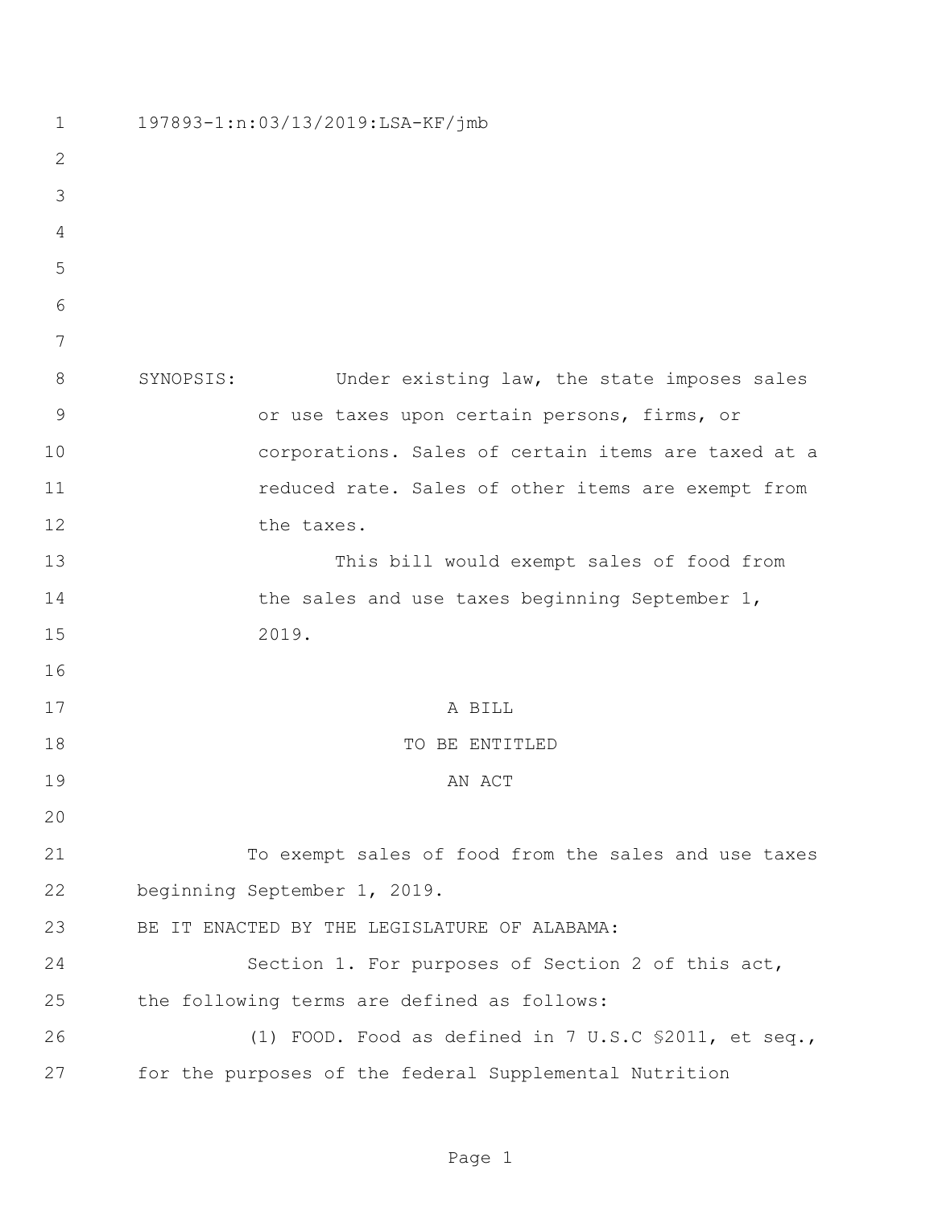197893-1:n:03/13/2019:LSA-KF/jmb

SYNOPSIS: Under existing law, the state imposes sales or use taxes upon certain persons, firms, or corporations. Sales of certain items are taxed at a reduced rate. Sales of other items are exempt from the taxes.

This bill would exempt sales of food from the sales and use taxes beginning September 1, 2019.

A BILL

TO BE ENTITLED

AN ACT

To exempt sales of food from the sales and use taxes beginning September 1, 2019.

BE IT ENACTED BY THE LEGISLATURE OF ALABAMA:

Section 1. For purposes of Section 2 of this act, the following terms are defined as follows:

(1) FOOD. Food as defined in 7 U.S.C §2011, et seq., for the purposes of the federal Supplemental Nutrition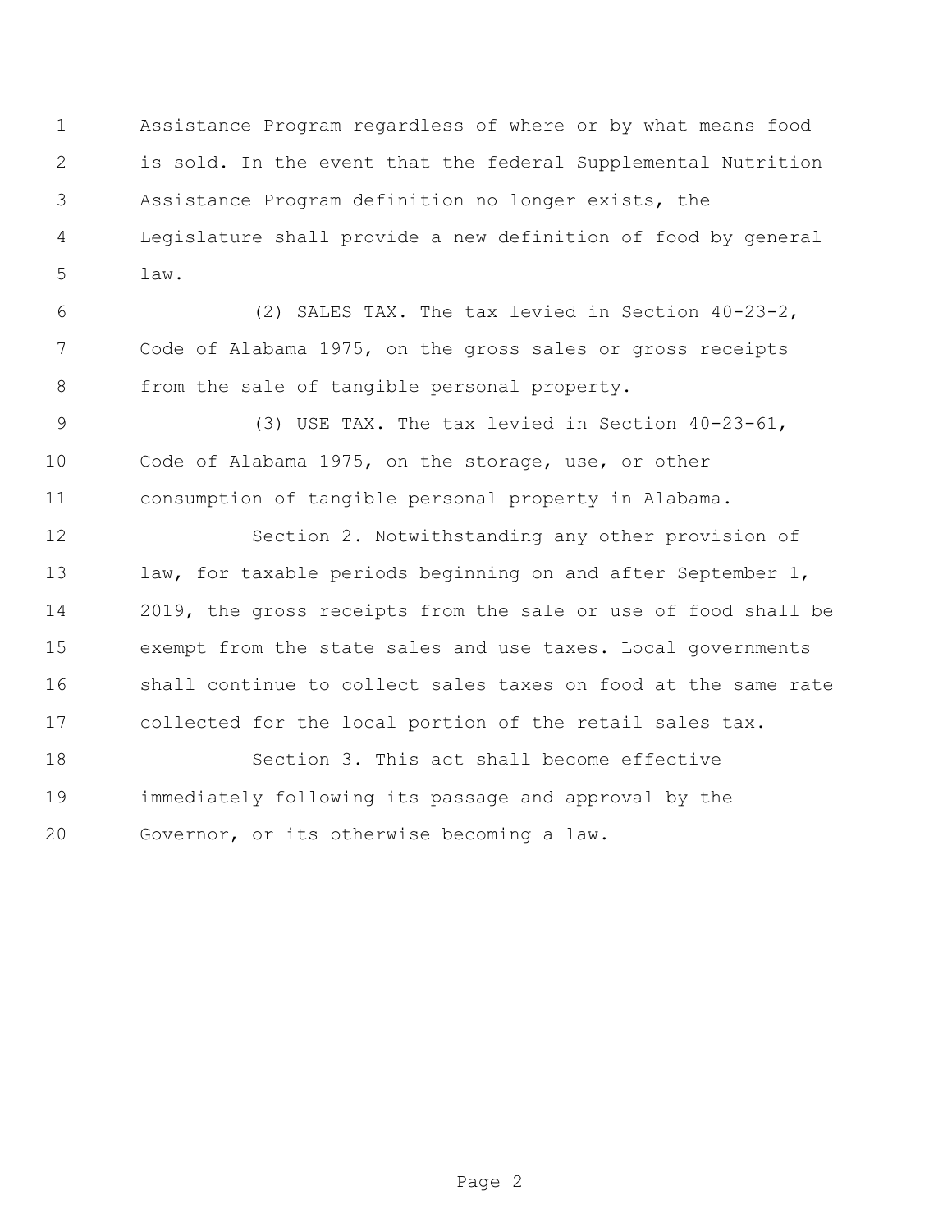Assistance Program regardless of where or by what means food is sold. In the event that the federal Supplemental Nutrition Assistance Program definition no longer exists, the Legislature shall provide a new definition of food by general law.

(2) SALES TAX. The tax levied in Section 40-23-2, Code of Alabama 1975, on the gross sales or gross receipts from the sale of tangible personal property.

(3) USE TAX. The tax levied in Section 40-23-61, Code of Alabama 1975, on the storage, use, or other consumption of tangible personal property in Alabama.

Section 2. Notwithstanding any other provision of law, for taxable periods beginning on and after September 1, 2019, the gross receipts from the sale or use of food shall be exempt from the state sales and use taxes. Local governments shall continue to collect sales taxes on food at the same rate collected for the local portion of the retail sales tax.

Section 3. This act shall become effective immediately following its passage and approval by the Governor, or its otherwise becoming a law.